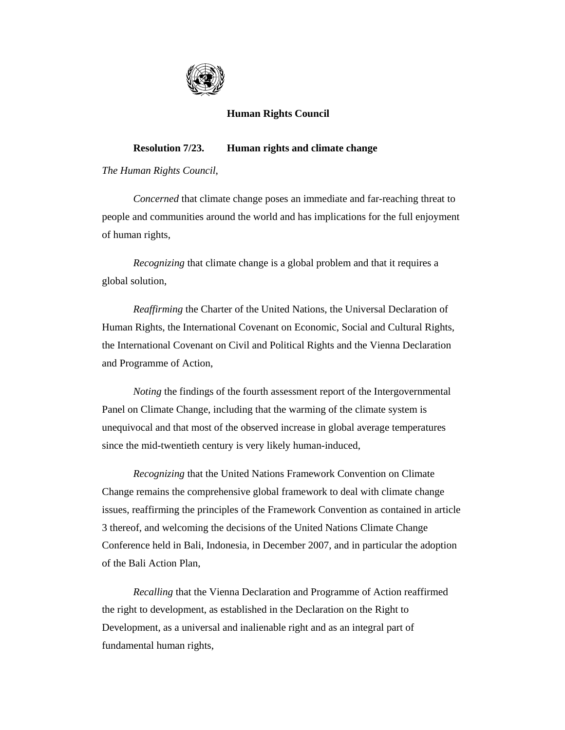## Human Rights Council

### Resolution 7/23. Human rights and climate change

*The Human Rights Council*,

*Concerned* that climate change poses an immediate and far-reaching threat to people and communities around the world and has implications for the full enjoyment of human rights,

*Recognizing* that climate change is a global problem and that it requires a global solution,

*Reaffirming* the Charter of the United Nations, the Universal Declaration of Human Rights, the International Covenant on Economic, Social and Cultural Rights, the International Covenant on Civil and Political Rights and the Vienna Declaration and Programme of Action,

*Noting* the findings of the fourth assessment report of the Intergovernmental Panel on Climate Change, including that the warming of the climate system is unequivocal and that most of the observed increase in global average temperatures since the mid-twentieth century is very likely human-induced,

*Recognizing* that the United Nations Framework Convention on Climate Change remains the comprehensive global framework to deal with climate change issues, reaffirming the principles of the Framework Convention as contained in article 3 thereof, and welcoming the decisions of the United Nations Climate Change Conference held in Bali, Indonesia, in December 2007, and in particular the adoption of the Bali Action Plan,

*Recalling* that the Vienna Declaration and Programme of Action reaffirmed the right to development, as established in the Declaration on the Right to Development, as a universal and inalienable right and as an integral part of fundamental human rights,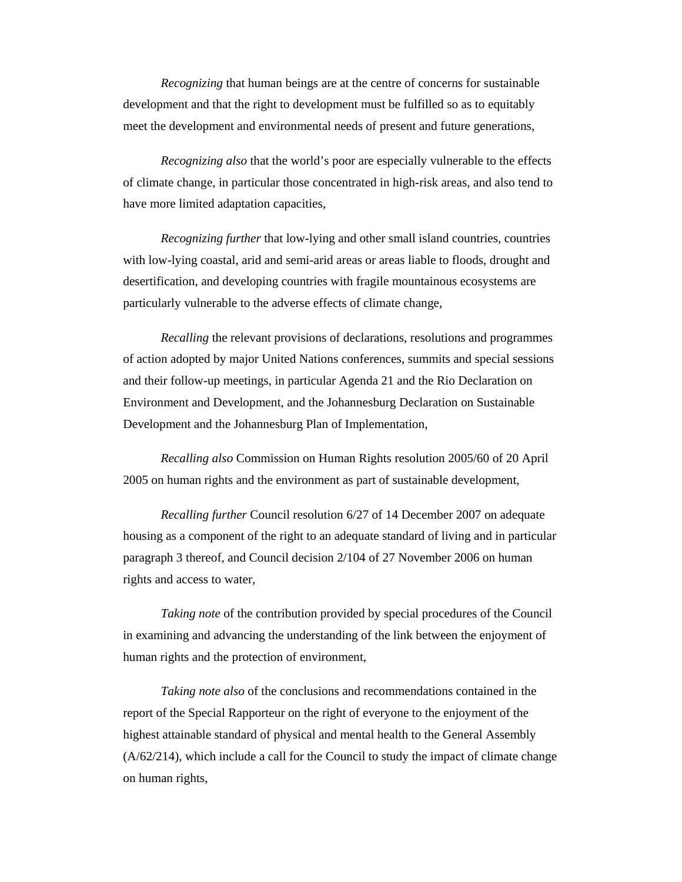*Recognizing* that human beings are at the centre of concerns for sustainable development and that the right to development must be fulfilled so as to equitably meet the development and environmental needs of present and future generations,

*Recognizing also* that the world's poor are especially vulnerable to the effects of climate change, in particular those concentrated in high-risk areas, and also tend to have more limited adaptation capacities,

*Recognizing further* that low-lying and other small island countries, countries with low-lying coastal, arid and semi-arid areas or areas liable to floods, drought and desertification, and developing countries with fragile mountainous ecosystems are particularly vulnerable to the adverse effects of climate change,

*Recalling* the relevant provisions of declarations, resolutions and programmes of action adopted by major United Nations conferences, summits and special sessions and their follow-up meetings, in particular Agenda 21 and the Rio Declaration on Environment and Development, and the Johannesburg Declaration on Sustainable Development and the Johannesburg Plan of Implementation,

*Recalling also* Commission on Human Rights resolution 2005/60 of 20 April 2005 on human rights and the environment as part of sustainable development,

*Recalling further* Council resolution 6/27 of 14 December 2007 on adequate housing as a component of the right to an adequate standard of living and in particular paragraph 3 thereof, and Council decision 2/104 of 27 November 2006 on human rights and access to water,

*Taking note* of the contribution provided by special procedures of the Council in examining and advancing the understanding of the link between the enjoyment of human rights and the protection of environment,

*Taking note also* of the conclusions and recommendations contained in the report of the Special Rapporteur on the right of everyone to the enjoyment of the highest attainable standard of physical and mental health to the General Assembly (A/62/214), which include a call for the Council to study the impact of climate change on human rights,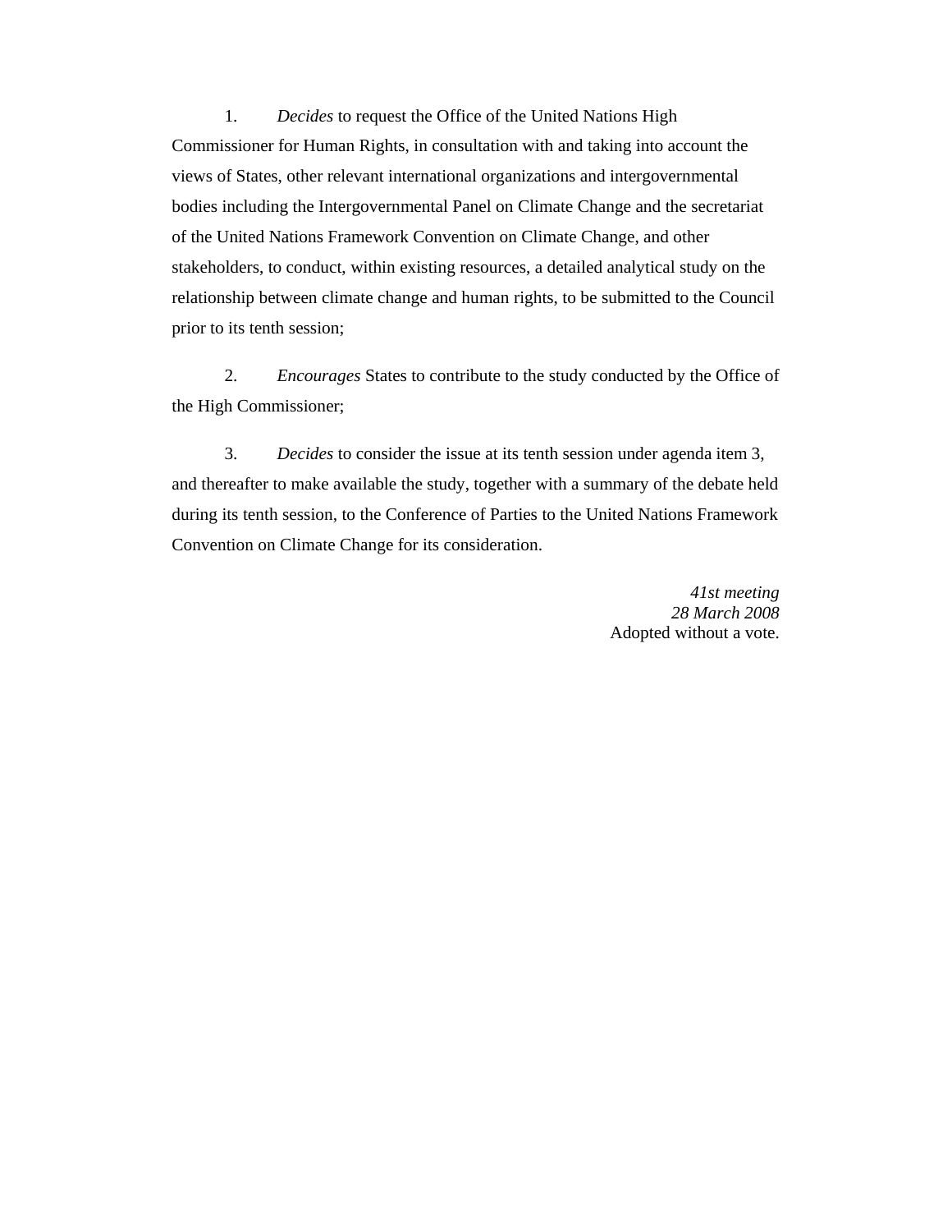1. *Decides* to request the Office of the United Nations High Commissioner for Human Rights, in consultation with and taking into account the views of States, other relevant international organizations and intergovernmental bodies including the Intergovernmental Panel on Climate Change and the secretariat of the United Nations Framework Convention on Climate Change, and other stakeholders, to conduct, within existing resources, a detailed analytical study on the relationship between climate change and human rights, to be submitted to the Council prior to its tenth session;

2. *Encourages* States to contribute to the study conducted by the Office of the High Commissioner;

3. *Decides* to consider the issue at its tenth session under agenda item 3, and thereafter to make available the study, together with a summary of the debate held during its tenth session, to the Conference of Parties to the United Nations Framework Convention on Climate Change for its consideration.

*41st meeting*
*28 March 2008*
Adopted without a vote.